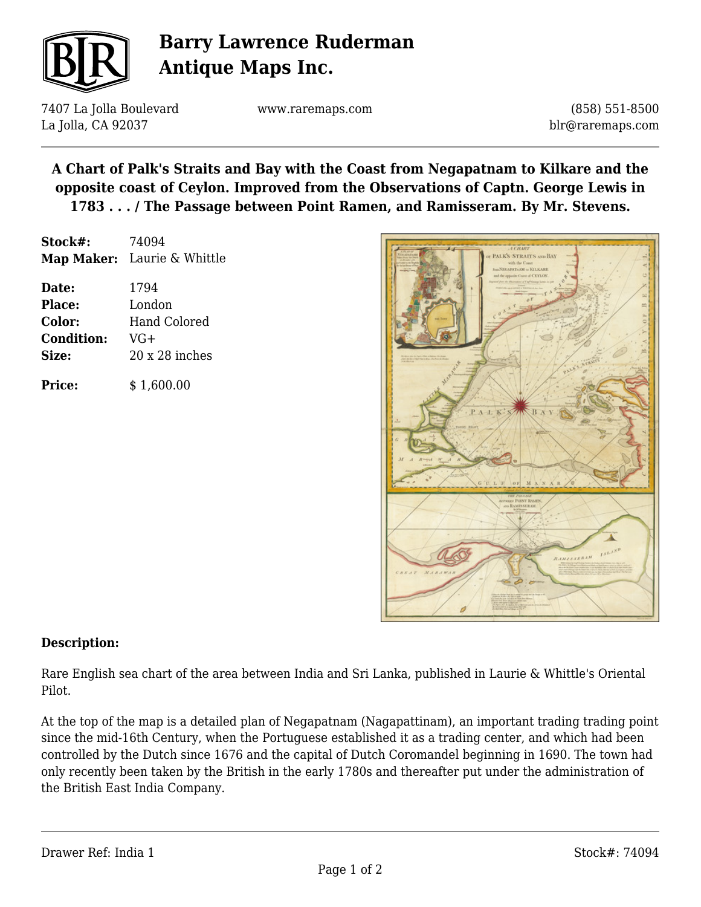# Barry Lawrence Ruderman Antique Maps Inc.

7407 La Jolla Boulevard
La Jolla, CA 92037

www.raremaps.com

(858) 551-8500
blr@raremaps.com

## A Chart of Palk's Straits and Bay with the Coast from Negapatnam to Kilkare and the opposite coast of Ceylon. Improved from the Observations of Captn. George Lewis in 1783 . . . / The Passage between Point Ramen, and Ramisseram. By Mr. Stevens.

**Stock#:** 74094
**Map Maker:** Laurie & Whittle

**Date:** 1794
**Place:** London
**Color:** Hand Colored
**Condition:** VG+
**Size:** 20 x 28 inches

**Price:** $ 1,600.00

**Description:**

Rare English sea chart of the area between India and Sri Lanka, published in Laurie & Whittle's Oriental Pilot.

At the top of the map is a detailed plan of Negapatnam (Nagapattinam), an important trading trading point since the mid-16th Century, when the Portuguese established it as a trading center, and which had been controlled by the Dutch since 1676 and the capital of Dutch Coromandel beginning in 1690. The town had only recently been taken by the British in the early 1780s and thereafter put under the administration of the British East India Company.

Drawer Ref: India 1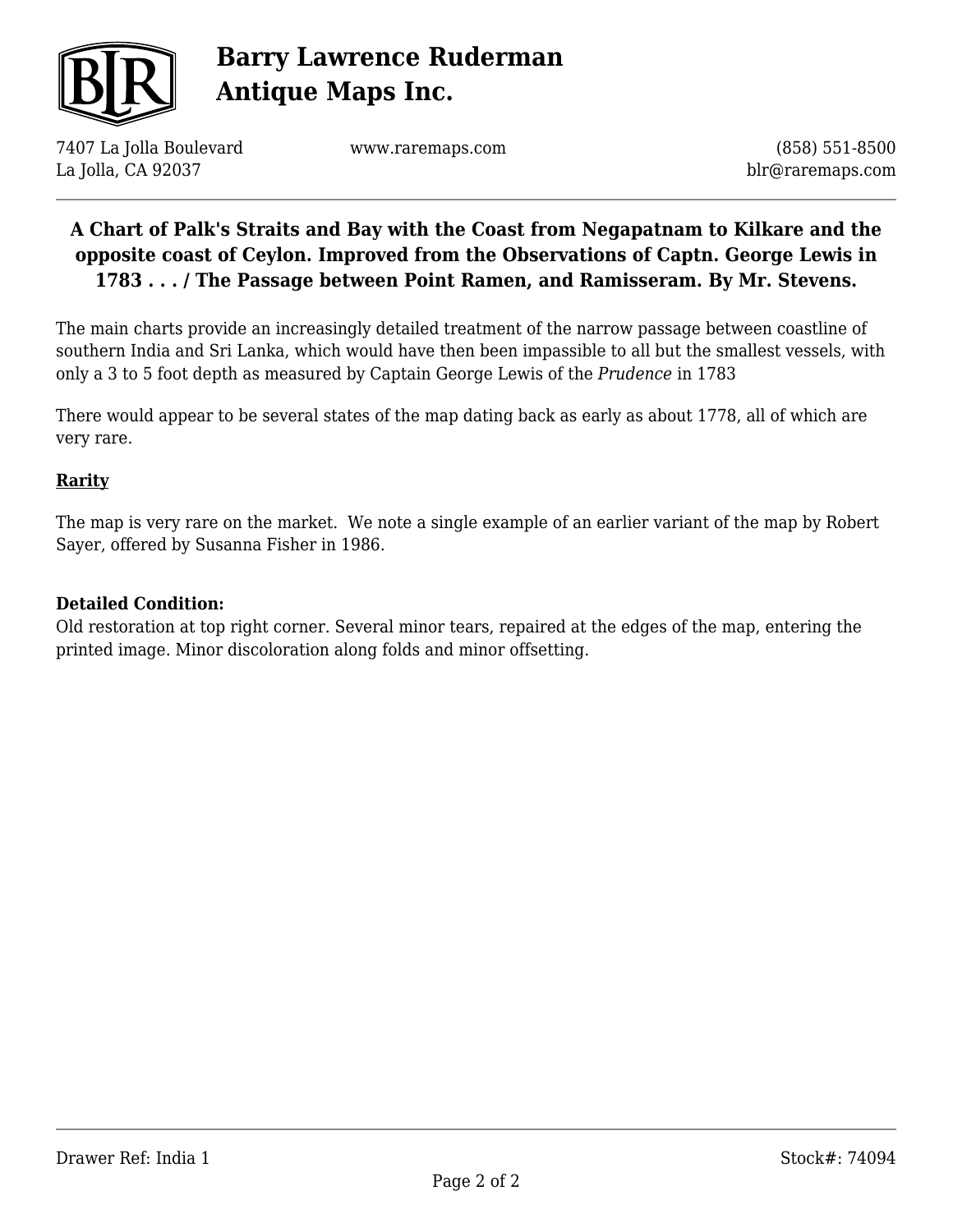## A Chart of Palk's Straits and Bay with the Coast from Negapatnam to Kilkare and the opposite coast of Ceylon. Improved from the Observations of Captn. George Lewis in 1783 . . . / The Passage between Point Ramen, and Ramisseram. By Mr. Stevens.

The main charts provide an increasingly detailed treatment of the narrow passage between coastline of southern India and Sri Lanka, which would have then been impassible to all but the smallest vessels, with only a 3 to 5 foot depth as measured by Captain George Lewis of the *Prudence* in 1783

There would appear to be several states of the map dating back as early as about 1778, all of which are very rare.

**Rarity**

The map is very rare on the market. We note a single example of an earlier variant of the map by Robert Sayer, offered by Susanna Fisher in 1986.

**Detailed Condition:**
Old restoration at top right corner. Several minor tears, repaired at the edges of the map, entering the printed image. Minor discoloration along folds and minor offsetting.